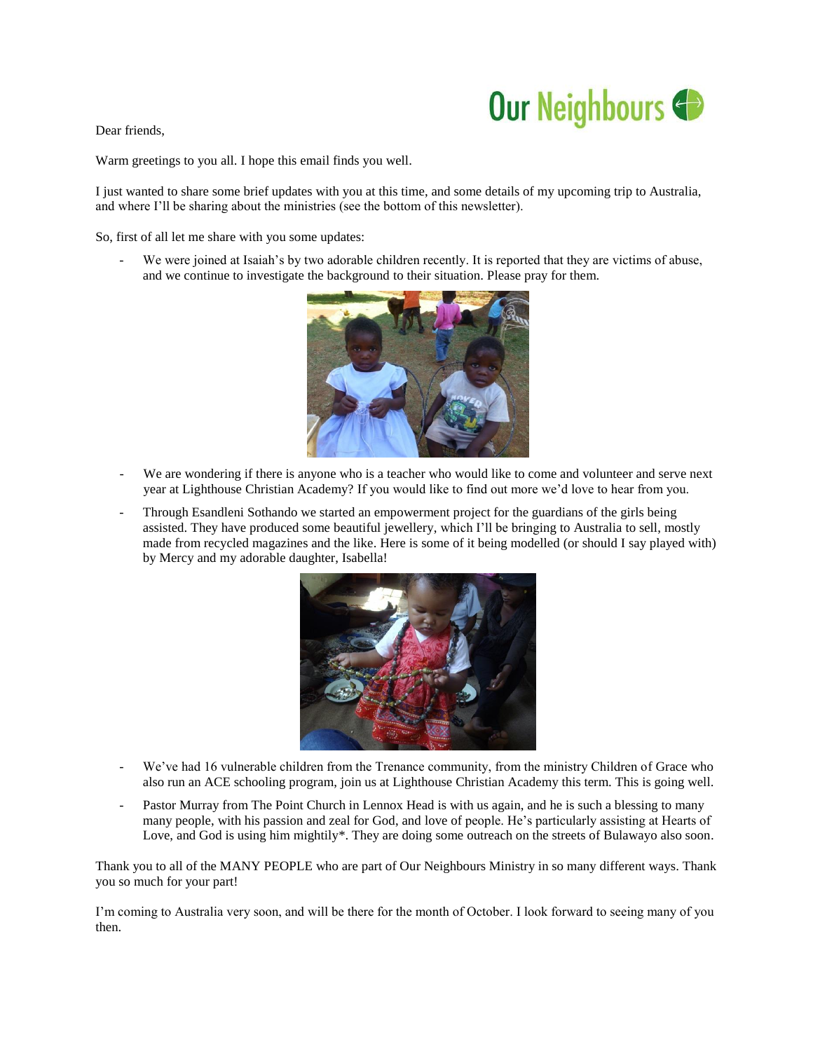Our Neighbours

Dear friends,

Warm greetings to you all. I hope this email finds you well.

I just wanted to share some brief updates with you at this time, and some details of my upcoming trip to Australia, and where I'll be sharing about the ministries (see the bottom of this newsletter).

So, first of all let me share with you some updates:

- We were joined at Isaiah's by two adorable children recently. It is reported that they are victims of abuse, and we continue to investigate the background to their situation. Please pray for them.
- We are wondering if there is anyone who is a teacher who would like to come and volunteer and serve next year at Lighthouse Christian Academy? If you would like to find out more we'd love to hear from you.
- Through Esandleni Sothando we started an empowerment project for the guardians of the girls being assisted. They have produced some beautiful jewellery, which I'll be bringing to Australia to sell, mostly made from recycled magazines and the like. Here is some of it being modelled (or should I say played with) by Mercy and my adorable daughter, Isabella!
- We've had 16 vulnerable children from the Trenance community, from the ministry Children of Grace who also run an ACE schooling program, join us at Lighthouse Christian Academy this term. This is going well.
- Pastor Murray from The Point Church in Lennox Head is with us again, and he is such a blessing to many many people, with his passion and zeal for God, and love of people. He's particularly assisting at Hearts of Love, and God is using him mightily*. They are doing some outreach on the streets of Bulawayo also soon.

Thank you to all of the MANY PEOPLE who are part of Our Neighbours Ministry in so many different ways. Thank you so much for your part!

I'm coming to Australia very soon, and will be there for the month of October. I look forward to seeing many of you then.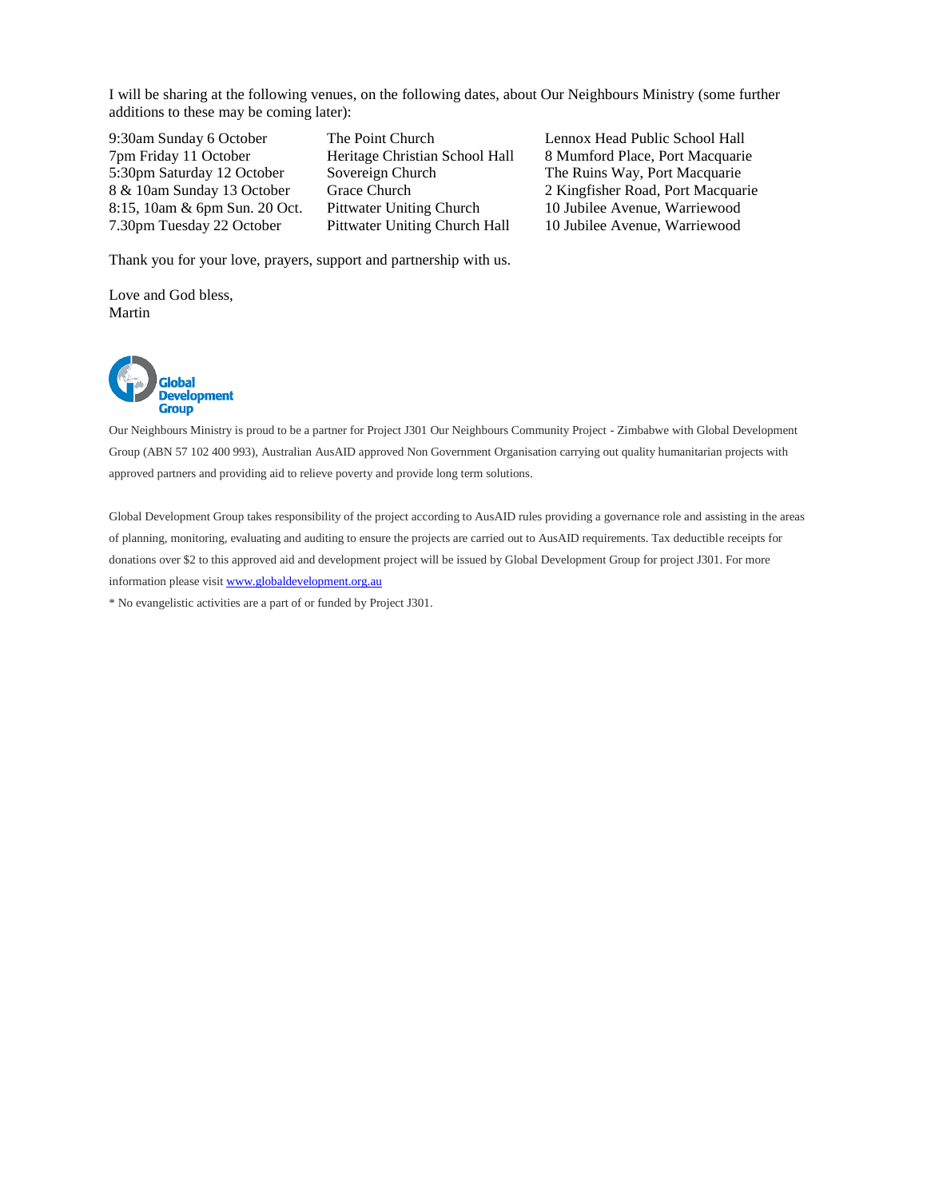I will be sharing at the following venues, on the following dates, about Our Neighbours Ministry (some further additions to these may be coming later):

| | | |
|---|---|---|
| 9:30am Sunday 6 October | The Point Church | Lennox Head Public School Hall |
| 7pm Friday 11 October | Heritage Christian School Hall | 8 Mumford Place, Port Macquarie |
| 5:30pm Saturday 12 October | Sovereign Church | The Ruins Way, Port Macquarie |
| 8 & 10am Sunday 13 October | Grace Church | 2 Kingfisher Road, Port Macquarie |
| 8:15, 10am & 6pm Sun. 20 Oct. | Pittwater Uniting Church | 10 Jubilee Avenue, Warriewood |
| 7.30pm Tuesday 22 October | Pittwater Uniting Church Hall | 10 Jubilee Avenue, Warriewood |

Thank you for your love, prayers, support and partnership with us.

Love and God bless,
Martin

Global Development Group

Our Neighbours Ministry is proud to be a partner for Project J301 Our Neighbours Community Project - Zimbabwe with Global Development Group (ABN 57 102 400 993), Australian AusAID approved Non Government Organisation carrying out quality humanitarian projects with approved partners and providing aid to relieve poverty and provide long term solutions.

Global Development Group takes responsibility of the project according to AusAID rules providing a governance role and assisting in the areas of planning, monitoring, evaluating and auditing to ensure the projects are carried out to AusAID requirements. Tax deductible receipts for donations over $2 to this approved aid and development project will be issued by Global Development Group for project J301. For more information please visit [www.globaldevelopment.org.au](http://www.globaldevelopment.org.au)

* No evangelistic activities are a part of or funded by Project J301.